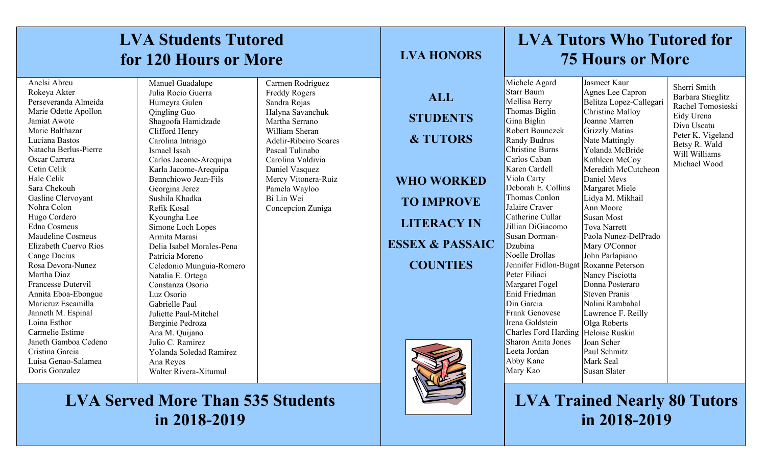# LVA Students Tutored for 120 Hours or More

- Anelsi Abreu
- Rokeya Akter
- Perseveranda Almeida
- Marie Odette Apollon
- Jamiat Awote
- Marie Balthazar
- Luciana Bastos
- Natacha Berlus-Pierre
- Oscar Carrera
- Cetin Celik
- Hale Celik
- Sara Chekouh
- Gasline Clervoyant
- Nohra Colon
- Hugo Cordero
- Edna Cosmeus
- Maudeline Cosmeus
- Elizabeth Cuervo Rios
- Cange Dacius
- Rosa Devora-Nunez
- Martha Diaz
- Francesse Dutervil
- Annita Eboa-Ebongue
- Maricruz Escamilla
- Janneth M. Espinal
- Loina Esthor
- Carmelie Estime
- Janeth Gamboa Cedeno
- Cristina Garcia
- Luisa Genao-Salamea
- Doris Gonzalez
- Manuel Guadalupe
- Julia Rocio Guerra
- Humeyra Gulen
- Qingling Guo
- Shagoofa Hamidzade
- Clifford Henry
- Carolina Intriago
- Ismael Issah
- Carlos Jacome-Arequipa
- Karla Jacome-Arequipa
- Bennchiowo Jean-Fils
- Georgina Jerez
- Sushila Khadka
- Refik Kosal
- Kyoungha Lee
- Simone Loch Lopes
- Armita Marasi
- Delia Isabel Morales-Pena
- Patricia Moreno
- Celedonio Munguia-Romero
- Natalia E. Ortega
- Constanza Osorio
- Luz Osorio
- Gabrielle Paul
- Juliette Paul-Mitchel
- Berginie Pedroza
- Ana M. Quijano
- Julio C. Ramirez
- Yolanda Soledad Ramirez
- Ana Reyes
- Walter Rivera-Xitumul
- Carmen Rodriguez
- Freddy Rogers
- Sandra Rojas
- Halyna Savanchuk
- Martha Serrano
- William Sheran
- Adelir-Ribeiro Soares
- Pascal Tulinabo
- Carolina Valdivia
- Daniel Vasquez
- Mercy Vitonera-Ruiz
- Pamela Wayloo
- Bi Lin Wei
- Concepcion Zuniga

## LVA Served More Than 535 Students in 2018-2019

# LVA HONORS

**ALL STUDENTS & TUTORS WHO WORKED TO IMPROVE LITERACY IN ESSEX & PASSAIC COUNTIES**

# LVA Tutors Who Tutored for 75 Hours or More

- Michele Agard
- Starr Baum
- Mellisa Berry
- Thomas Biglin
- Gina Biglin
- Robert Bounczek
- Randy Budros
- Christine Burns
- Carlos Caban
- Karen Cardell
- Viola Carty
- Deborah E. Collins
- Thomas Conlon
- Jalaire Craver
- Catherine Cullar
- Jillian DiGiacomo
- Susan Dorman-Dzubina
- Noelle Drollas
- Jennifer Fidlon-Bugat
- Peter Filiaci
- Margaret Fogel
- Enid Friedman
- Din Garcia
- Frank Genovese
- Irena Goldstein
- Charles Ford Harding
- Sharon Anita Jones
- Leeta Jordan
- Abby Kane
- Mary Kao
- Jasmeet Kaur
- Agnes Lee Capron
- Belitza Lopez-Callegari
- Christine Malloy
- Joanne Marren
- Grizzly Matias
- Nate Mattingly
- Yolanda McBride
- Kathleen McCoy
- Meredith McCutcheon
- Daniel Mevs
- Margaret Miele
- Lidya M. Mikhail
- Ann Moore
- Susan Most
- Tova Narrett
- Paola Nunez-DelPrado
- Mary O'Connor
- John Parlapiano
- Roxanne Peterson
- Nancy Pisciotta
- Donna Posteraro
- Steven Pranis
- Nalini Rambahal
- Lawrence F. Reilly
- Olga Roberts
- Heloise Ruskin
- Joan Scher
- Paul Schmitz
- Mark Seal
- Susan Slater
- Sherri Smith
- Barbara Stieglitz
- Rachel Tomosieski
- Eidy Urena
- Diva Uscatu
- Peter K. Vigeland
- Betsy R. Wald
- Will Williams
- Michael Wood

## LVA Trained Nearly 80 Tutors in 2018-2019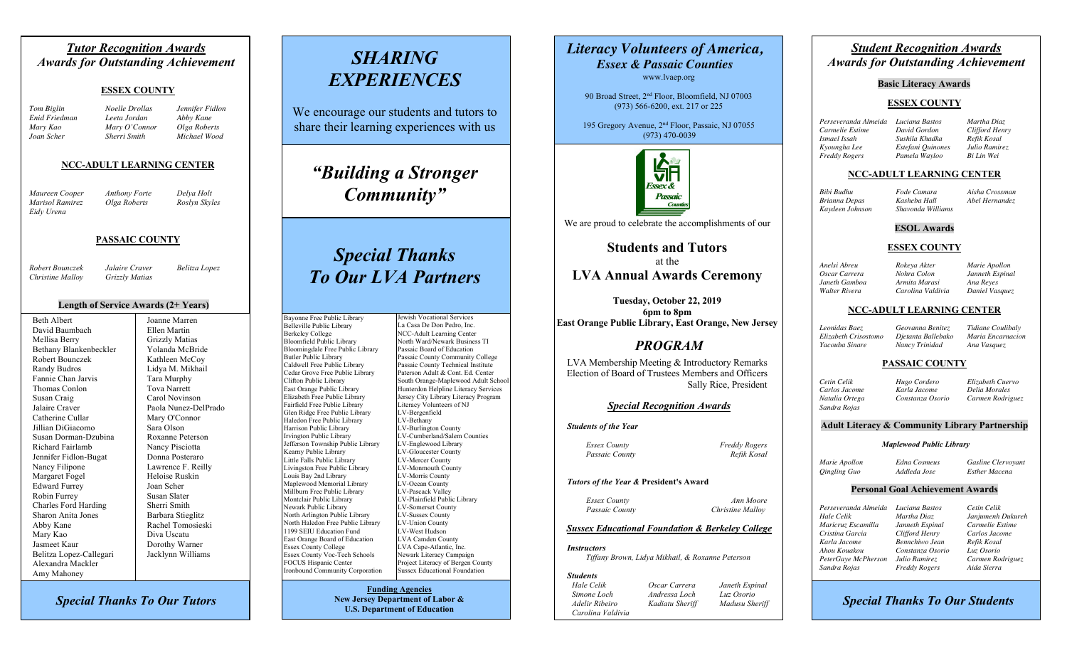## *Tutor Recognition Awards*
## *Awards for Outstanding Achievement*

### ESSEX COUNTY

*Tom Biglin* *Noelle Drollas* *Jennifer Fidlon*
*Enid Friedman* *Leeta Jordan* *Abby Kane*
*Mary Kao* *Mary O'Connor* *Olga Roberts*
*Joan Scher* *Sherri Smith* *Michael Wood*

### NCC-ADULT LEARNING CENTER

*Maureen Cooper* *Anthony Forte* *Delya Holt*
*Marisol Ramirez* *Olga Roberts* *Roslyn Skyles*
*Eidy Urena*

### PASSAIC COUNTY

*Robert Bounczek* *Jalaire Craver* *Belitza Lopez*
*Christine Malloy* *Grizzly Matias*

### Length of Service Awards (2+ Years)

| | |
|---|---|
| Beth Albert | Joanne Marren |
| David Baumbach | Ellen Martin |
| Mellisa Berry | Grizzly Matias |
| Bethany Blankenbeckler | Yolanda McBride |
| Robert Bounczek | Kathleen McCoy |
| Randy Budros | Lidya M. Mikhail |
| Fannie Chan Jarvis | Tara Murphy |
| Thomas Conlon | Tova Narrett |
| Susan Craig | Carol Novinson |
| Jalaire Craver | Paola Nunez-DelPrado |
| Catherine Cullar | Mary O'Connor |
| Jillian DiGiacomo | Sara Olson |
| Susan Dorman-Dzubina | Roxanne Peterson |
| Richard Fairlamb | Nancy Pisciotta |
| Jennifer Fidlon-Bugat | Donna Posteraro |
| Nancy Filipone | Lawrence F. Reilly |
| Margaret Fogel | Heloise Ruskin |
| Edward Furrey | Joan Scher |
| Robin Furrey | Susan Slater |
| Charles Ford Harding | Sherri Smith |
| Sharon Anita Jones | Barbara Stieglitz |
| Abby Kane | Rachel Tomosieski |
| Mary Kao | Diva Uscatu |
| Jasmeet Kaur | Dorothy Warner |
| Belitza Lopez-Callegari | Jacklynn Williams |
| Alexandra Mackler | |
| Amy Mahoney | |

## *Special Thanks To Our Tutors*

## *SHARING EXPERIENCES*

We encourage our students and tutors to share their learning experiences with us

## *"Building a Stronger Community"*

## *Special Thanks To Our LVA Partners*

| | |
|---|---|
| Bayonne Free Public Library | Jewish Vocational Services |
| Belleville Public Library | La Casa De Don Pedro, Inc. |
| Berkeley College | NCC-Adult Learning Center |
| Bloomfield Public Library | North Ward/Newark Business TI |
| Bloomingdale Free Public Library | Passaic Board of Education |
| Butler Public Library | Passaic County Community College |
| Caldwell Free Public Library | Passaic County Technical Institute |
| Cedar Grove Free Public Library | Paterson Adult & Cont. Ed. Center |
| Clifton Public Library | South Orange-Maplewood Adult School |
| East Orange Public Library | Hunterdon Helpline Literacy Services |
| Elizabeth Free Public Library | Jersey City Library Literacy Program |
| Fairfield Free Public Library | Literacy Volunteers of NJ |
| Glen Ridge Free Public Library | LV-Bergenfield |
| Haledon Free Public Library | LV-Bethany |
| Harrison Public Library | LV-Burlington County |
| Irvington Public Library | LV-Cumberland/Salem Counties |
| Jefferson Township Public Library | LV-Englewood Library |
| Kearny Public Library | LV-Gloucester County |
| Little Falls Public Library | LV-Mercer County |
| Livingston Free Public Library | LV-Monmouth County |
| Louis Bay 2nd Library | LV-Morris County |
| Maplewood Memorial Library | LV-Ocean County |
| Millburn Free Public Library | LV-Pascack Valley |
| Montclair Public Library | LV-Plainfield Public Library |
| Newark Public Library | LV-Somerset County |
| North Arlington Public Library | LV-Sussex County |
| North Haledon Free Public Library | LV-Union County |
| 1199 SEIU Education Fund | LV-West Hudson |
| East Orange Board of Education | LVA Camden County |
| Essex County College | LVA Cape-Atlantic, Inc. |
| Essex County Voc-Tech Schools | Newark Literacy Campaign |
| FOCUS Hispanic Center | Project Literacy of Bergen County |
| Ironbound Community Corporation | Sussex Educational Foundation |

**Funding Agencies**
**New Jersey Department of Labor & U.S. Department of Education**

## *Literacy Volunteers of America,*
### *Essex & Passaic Counties*

www.lvaep.org

90 Broad Street, 2nd Floor, Bloomfield, NJ 07003
(973) 566-6200, ext. 217 or 225

195 Gregory Avenue, 2nd Floor, Passaic, NJ 07055
(973) 470-0039

We are proud to celebrate the accomplishments of our

## Students and Tutors
at the
## LVA Annual Awards Ceremony

**Tuesday, October 22, 2019**
**6pm to 8pm**
**East Orange Public Library, East Orange, New Jersey**

## *PROGRAM*

LVA Membership Meeting & Introductory Remarks
Election of Board of Trustees Members and Officers
Sally Rice, President

### *Special Recognition Awards*

***Students of the Year***

*Essex County* — *Freddy Rogers*
*Passaic County* — *Refik Kosal*

***Tutors of the Year &* President's Award**

*Essex County* — *Ann Moore*
*Passaic County* — *Christine Malloy*

### *Sussex Educational Foundation & Berkeley College*

***Instructors***

*Tiffany Brown, Lidya Mikhail, & Roxanne Peterson*

***Students***

*Hale Celik* *Oscar Carrera* *Janeth Espinal*
*Simone Loch* *Andressa Loch* *Luz Osorio*
*Adelir Ribeiro* *Kadiatu Sheriff* *Madusu Sheriff*
*Carolina Valdivia*

## *Student Recognition Awards*
## *Awards for Outstanding Achievement*

### Basic Literacy Awards

#### ESSEX COUNTY

*Perseveranda Almeida* *Luciana Bastos* *Martha Diaz*
*Carmelie Estime* *David Gordon* *Clifford Henry*
*Ismael Issah* *Sushila Khadka* *Refik Kosal*
*Kyoungha Lee* *Estefani Quinones* *Julio Ramirez*
*Freddy Rogers* *Pamela Wayloo* *Bi Lin Wei*

#### NCC-ADULT LEARNING CENTER

*Bibi Budhu* *Fode Camara* *Aisha Crossman*
*Brianna Depas* *Kasheba Hall* *Abel Hernandez*
*Kaydeen Johnson* *Shavonda Williams*

### ESOL Awards

#### ESSEX COUNTY

*Anelsi Abreu* *Rokeya Akter* *Marie Apollon*
*Oscar Carrera* *Nohra Colon* *Janneth Espinal*
*Janeth Gamboa* *Armita Marasi* *Ana Reyes*
*Walter Rivera* *Carolina Valdivia* *Daniel Vasquez*

#### NCC-ADULT LEARNING CENTER

*Leonidas Baez* *Geovanna Benitez* *Tidiane Coulibaly*
*Elizabeth Crisostomo* *Djetanta Ballebako* *Maria Encarnacion*
*Yacouba Sinare* *Nancy Trinidad* *Ana Vasquez*

#### PASSAIC COUNTY

*Cetin Celik* *Hugo Cordero* *Elizabeth Cuervo*
*Carlos Jacome* *Karla Jacome* *Delia Morales*
*Natalia Ortega* *Constanza Osorio* *Carmen Rodriguez*
*Sandra Rojas*

### Adult Literacy & Community Library Partnership

***Maplewood Public Library***

*Marie Apollon* *Edna Cosmeus* *Gasline Clervoyant*
*Qingling Guo* *Addleda Jose* *Esther Macena*

### Personal Goal Achievement Awards

*Perseveranda Almeida* *Luciana Bastos* *Cetin Celik*
*Hale Celik* *Martha Diaz* *Janjumenh Dukureh*
*Maricruz Escamilla* *Janneth Espinal* *Carmelie Estime*
*Cristina Garcia* *Clifford Henry* *Carlos Jacome*
*Karla Jacome* *Bennchiwo Jean* *Refik Kosal*
*Ahou Kouakou* *Constanza Osorio* *Luz Osorio*
*PeterGaye McPherson* *Julio Ramirez* *Carmen Rodriguez*
*Sandra Rojas* *Freddy Rogers* *Aida Sierra*

## *Special Thanks To Our Students*